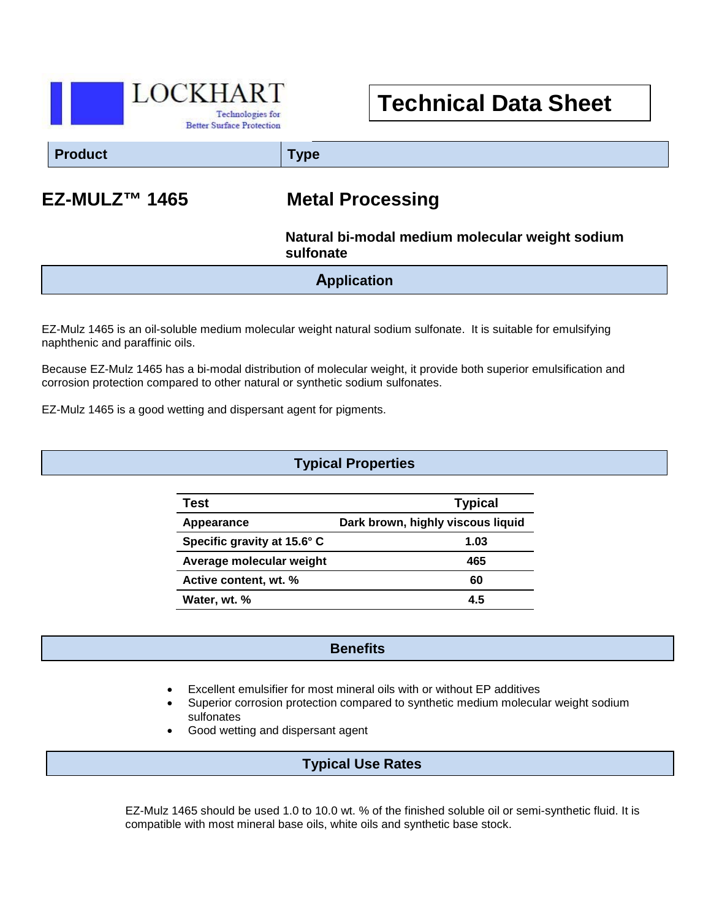LOCKHART

Technologies for Better Surface Protection

# Technical Data Sheet

| Product | Type |
| --- | --- |
| **EZ-MULZ™ 1465** | **Metal Processing** |
| | **Natural bi-modal medium molecular weight sodium sulfonate** |

## Application

EZ-Mulz 1465 is an oil-soluble medium molecular weight natural sodium sulfonate. It is suitable for emulsifying naphthenic and paraffinic oils.

Because EZ-Mulz 1465 has a bi-modal distribution of molecular weight, it provide both superior emulsification and corrosion protection compared to other natural or synthetic sodium sulfonates.

EZ-Mulz 1465 is a good wetting and dispersant agent for pigments.

## Typical Properties

| Test | Typical |
| --- | --- |
| Appearance | Dark brown, highly viscous liquid |
| Specific gravity at 15.6° C | 1.03 |
| Average molecular weight | 465 |
| Active content, wt. % | 60 |
| Water, wt. % | 4.5 |

## Benefits

- Excellent emulsifier for most mineral oils with or without EP additives
- Superior corrosion protection compared to synthetic medium molecular weight sodium sulfonates
- Good wetting and dispersant agent

## Typical Use Rates

EZ-Mulz 1465 should be used 1.0 to 10.0 wt. % of the finished soluble oil or semi-synthetic fluid. It is compatible with most mineral base oils, white oils and synthetic base stock.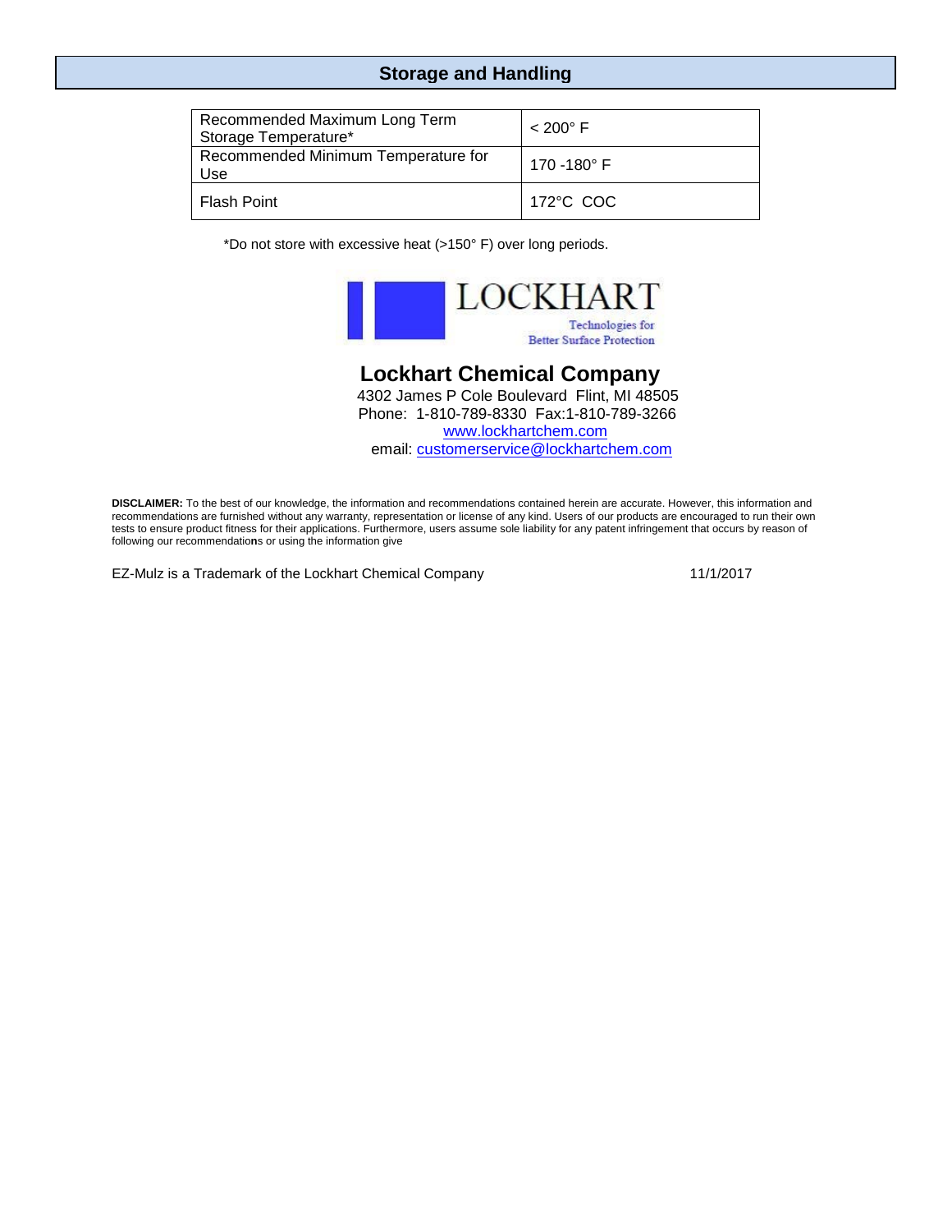## Storage and Handling

| | |
|---|---|
| Recommended Maximum Long Term Storage Temperature* | < 200° F |
| Recommended Minimum Temperature for Use | 170 -180° F |
| Flash Point | 172°C COC |

*Do not store with excessive heat (>150° F) over long periods.

LOCKHART
Technologies for
Better Surface Protection

**Lockhart Chemical Company**
4302 James P Cole Boulevard Flint, MI 48505
Phone: 1-810-789-8330 Fax:1-810-789-3266
www.lockhartchem.com
email: customerservice@lockhartchem.com

**DISCLAIMER:** To the best of our knowledge, the information and recommendations contained herein are accurate. However, this information and recommendations are furnished without any warranty, representation or license of any kind. Users of our products are encouraged to run their own tests to ensure product fitness for their applications. Furthermore, users assume sole liability for any patent infringement that occurs by reason of following our recommendations or using the information give

EZ-Mulz is a Trademark of the Lockhart Chemical Company 11/1/2017